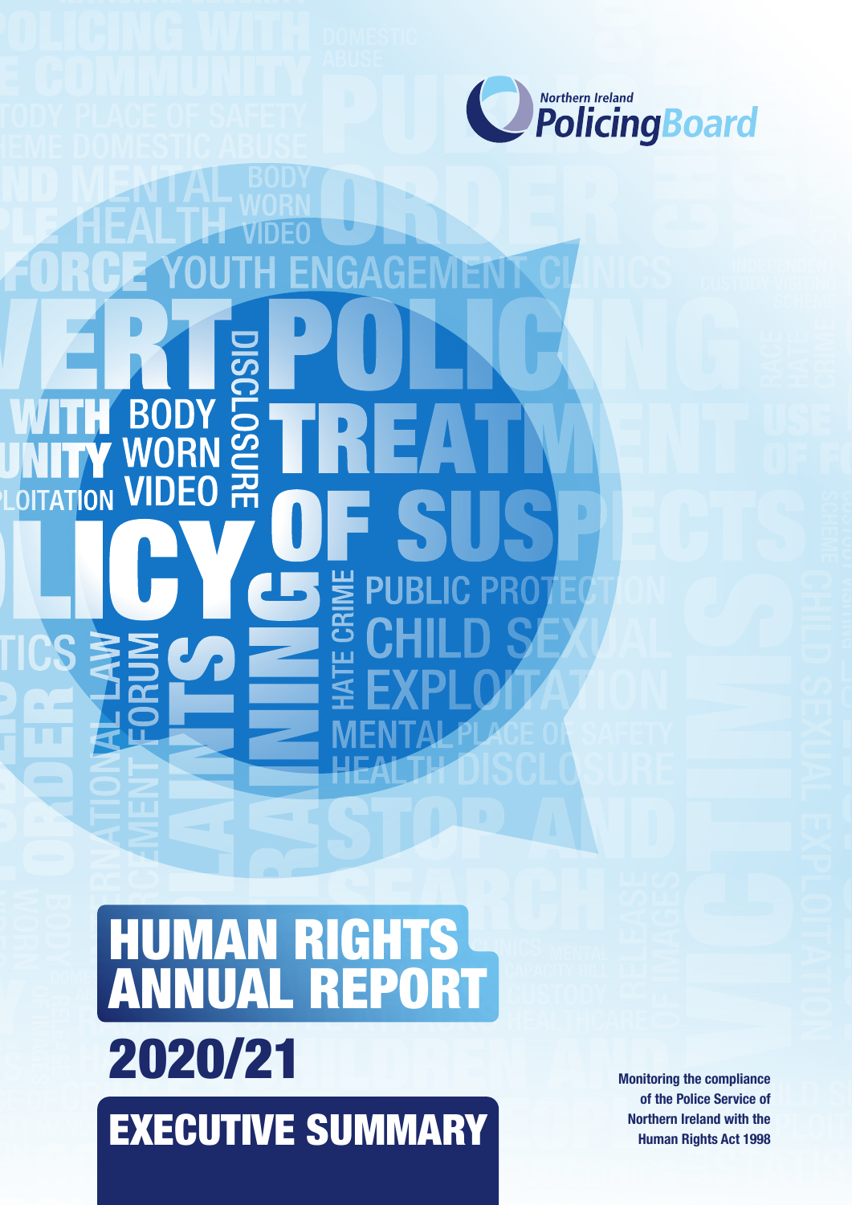Northern Ireland Policing Board

# HUMAN RIGHTS ANNUAL REPORT

## 2020/21

## EXECUTIVE SUMMARY

**Monitoring the compliance of the Police Service of Northern Ireland with the Human Rights Act 1998**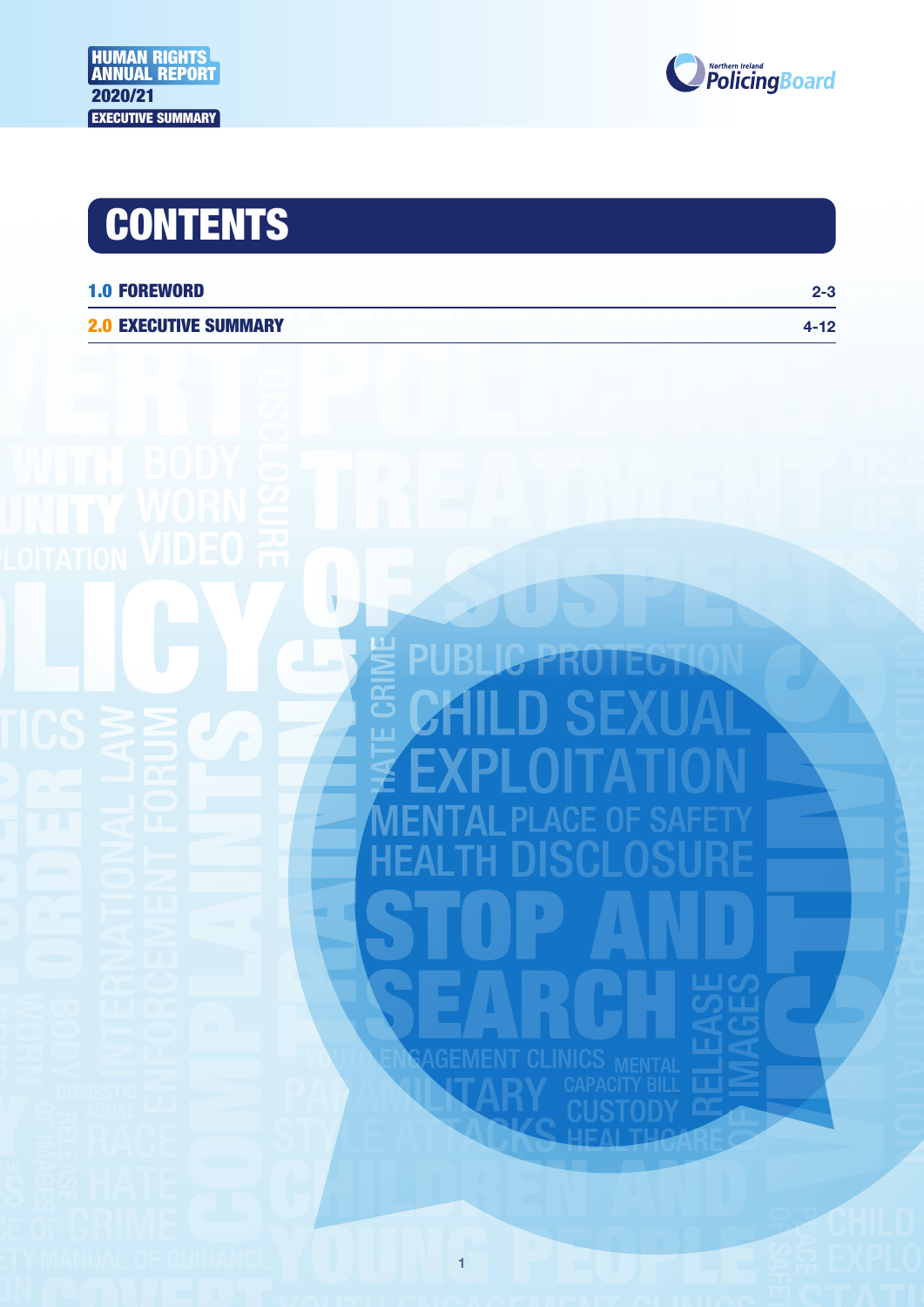# CONTENTS

| | |
|---|---|
| **1.0 FOREWORD** | 2-3 |
| **2.0 EXECUTIVE SUMMARY** | 4-12 |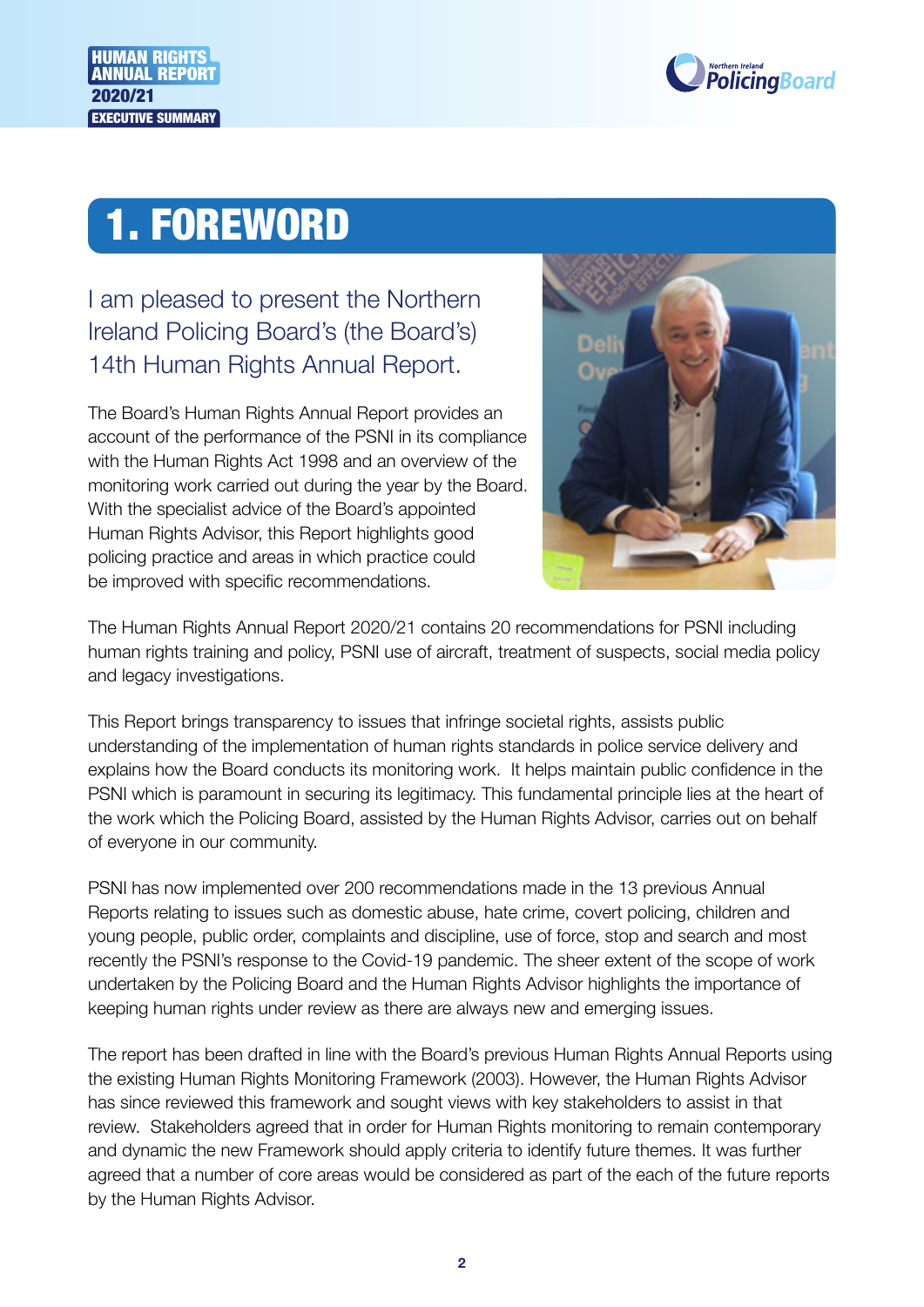# 1. FOREWORD

I am pleased to present the Northern Ireland Policing Board's (the Board's) 14th Human Rights Annual Report.

The Board's Human Rights Annual Report provides an account of the performance of the PSNI in its compliance with the Human Rights Act 1998 and an overview of the monitoring work carried out during the year by the Board. With the specialist advice of the Board's appointed Human Rights Advisor, this Report highlights good policing practice and areas in which practice could be improved with specific recommendations.

The Human Rights Annual Report 2020/21 contains 20 recommendations for PSNI including human rights training and policy, PSNI use of aircraft, treatment of suspects, social media policy and legacy investigations.

This Report brings transparency to issues that infringe societal rights, assists public understanding of the implementation of human rights standards in police service delivery and explains how the Board conducts its monitoring work. It helps maintain public confidence in the PSNI which is paramount in securing its legitimacy. This fundamental principle lies at the heart of the work which the Policing Board, assisted by the Human Rights Advisor, carries out on behalf of everyone in our community.

PSNI has now implemented over 200 recommendations made in the 13 previous Annual Reports relating to issues such as domestic abuse, hate crime, covert policing, children and young people, public order, complaints and discipline, use of force, stop and search and most recently the PSNI's response to the Covid-19 pandemic. The sheer extent of the scope of work undertaken by the Policing Board and the Human Rights Advisor highlights the importance of keeping human rights under review as there are always new and emerging issues.

The report has been drafted in line with the Board's previous Human Rights Annual Reports using the existing Human Rights Monitoring Framework (2003). However, the Human Rights Advisor has since reviewed this framework and sought views with key stakeholders to assist in that review. Stakeholders agreed that in order for Human Rights monitoring to remain contemporary and dynamic the new Framework should apply criteria to identify future themes. It was further agreed that a number of core areas would be considered as part of the each of the future reports by the Human Rights Advisor.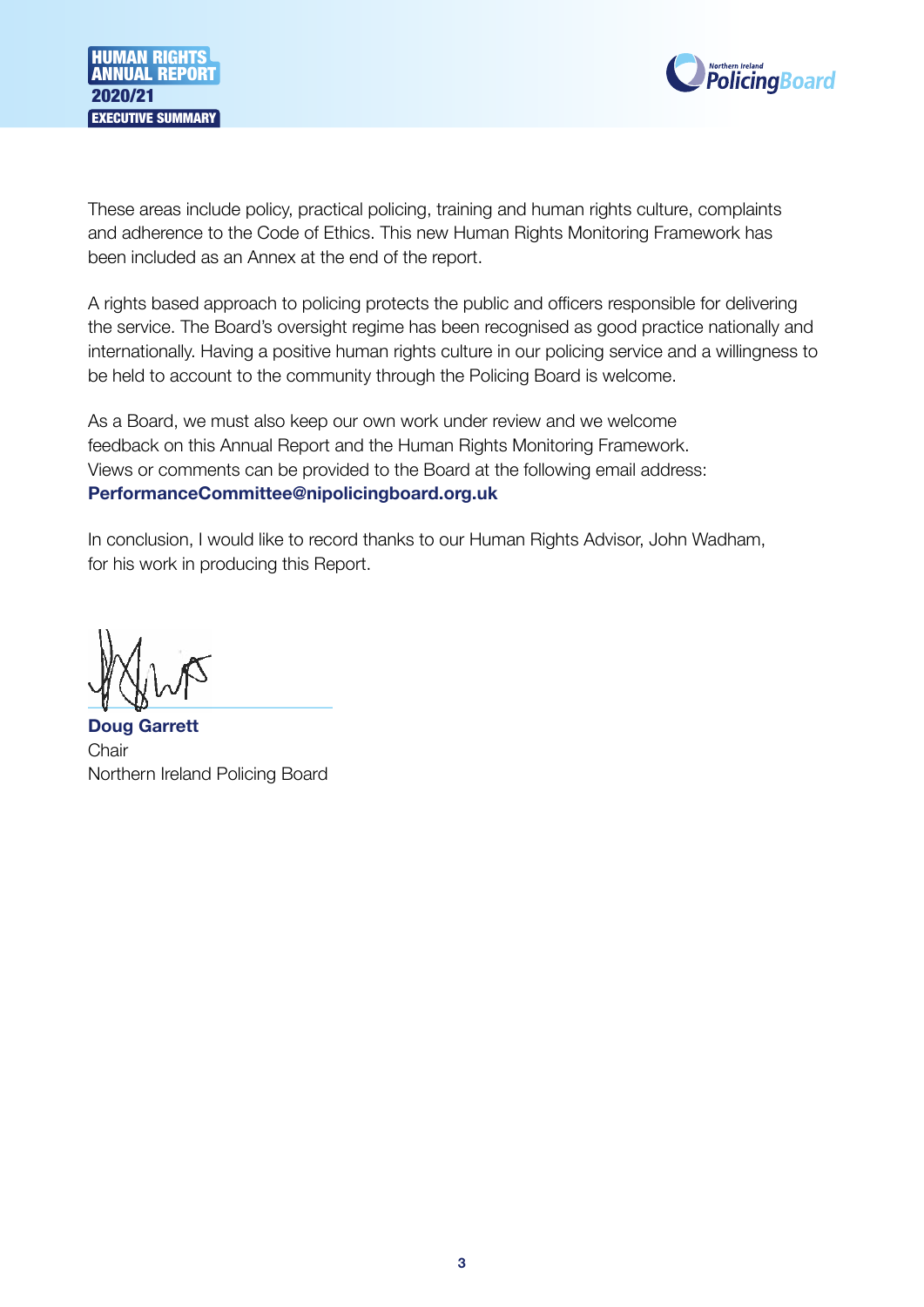These areas include policy, practical policing, training and human rights culture, complaints and adherence to the Code of Ethics. This new Human Rights Monitoring Framework has been included as an Annex at the end of the report.

A rights based approach to policing protects the public and officers responsible for delivering the service. The Board's oversight regime has been recognised as good practice nationally and internationally. Having a positive human rights culture in our policing service and a willingness to be held to account to the community through the Policing Board is welcome.

As a Board, we must also keep our own work under review and we welcome feedback on this Annual Report and the Human Rights Monitoring Framework. Views or comments can be provided to the Board at the following email address: **PerformanceCommittee@nipolicingboard.org.uk**

In conclusion, I would like to record thanks to our Human Rights Advisor, John Wadham, for his work in producing this Report.

**Doug Garrett**
Chair
Northern Ireland Policing Board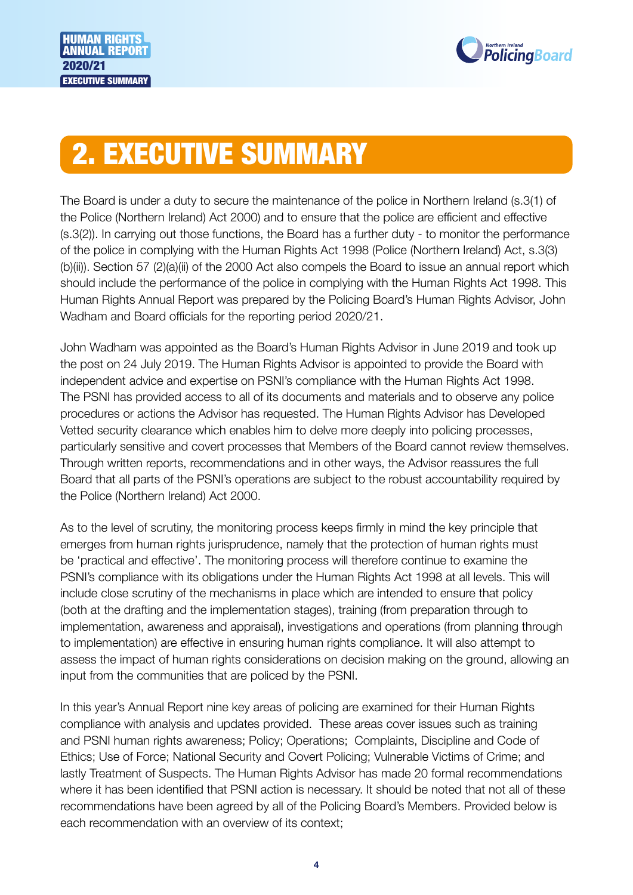# 2. EXECUTIVE SUMMARY

The Board is under a duty to secure the maintenance of the police in Northern Ireland (s.3(1) of the Police (Northern Ireland) Act 2000) and to ensure that the police are efficient and effective (s.3(2)). In carrying out those functions, the Board has a further duty - to monitor the performance of the police in complying with the Human Rights Act 1998 (Police (Northern Ireland) Act, s.3(3)(b)(ii)). Section 57 (2)(a)(ii) of the 2000 Act also compels the Board to issue an annual report which should include the performance of the police in complying with the Human Rights Act 1998. This Human Rights Annual Report was prepared by the Policing Board's Human Rights Advisor, John Wadham and Board officials for the reporting period 2020/21.

John Wadham was appointed as the Board's Human Rights Advisor in June 2019 and took up the post on 24 July 2019. The Human Rights Advisor is appointed to provide the Board with independent advice and expertise on PSNI's compliance with the Human Rights Act 1998. The PSNI has provided access to all of its documents and materials and to observe any police procedures or actions the Advisor has requested. The Human Rights Advisor has Developed Vetted security clearance which enables him to delve more deeply into policing processes, particularly sensitive and covert processes that Members of the Board cannot review themselves. Through written reports, recommendations and in other ways, the Advisor reassures the full Board that all parts of the PSNI's operations are subject to the robust accountability required by the Police (Northern Ireland) Act 2000.

As to the level of scrutiny, the monitoring process keeps firmly in mind the key principle that emerges from human rights jurisprudence, namely that the protection of human rights must be 'practical and effective'. The monitoring process will therefore continue to examine the PSNI's compliance with its obligations under the Human Rights Act 1998 at all levels. This will include close scrutiny of the mechanisms in place which are intended to ensure that policy (both at the drafting and the implementation stages), training (from preparation through to implementation, awareness and appraisal), investigations and operations (from planning through to implementation) are effective in ensuring human rights compliance. It will also attempt to assess the impact of human rights considerations on decision making on the ground, allowing an input from the communities that are policed by the PSNI.

In this year's Annual Report nine key areas of policing are examined for their Human Rights compliance with analysis and updates provided. These areas cover issues such as training and PSNI human rights awareness; Policy; Operations; Complaints, Discipline and Code of Ethics; Use of Force; National Security and Covert Policing; Vulnerable Victims of Crime; and lastly Treatment of Suspects. The Human Rights Advisor has made 20 formal recommendations where it has been identified that PSNI action is necessary. It should be noted that not all of these recommendations have been agreed by all of the Policing Board's Members. Provided below is each recommendation with an overview of its context;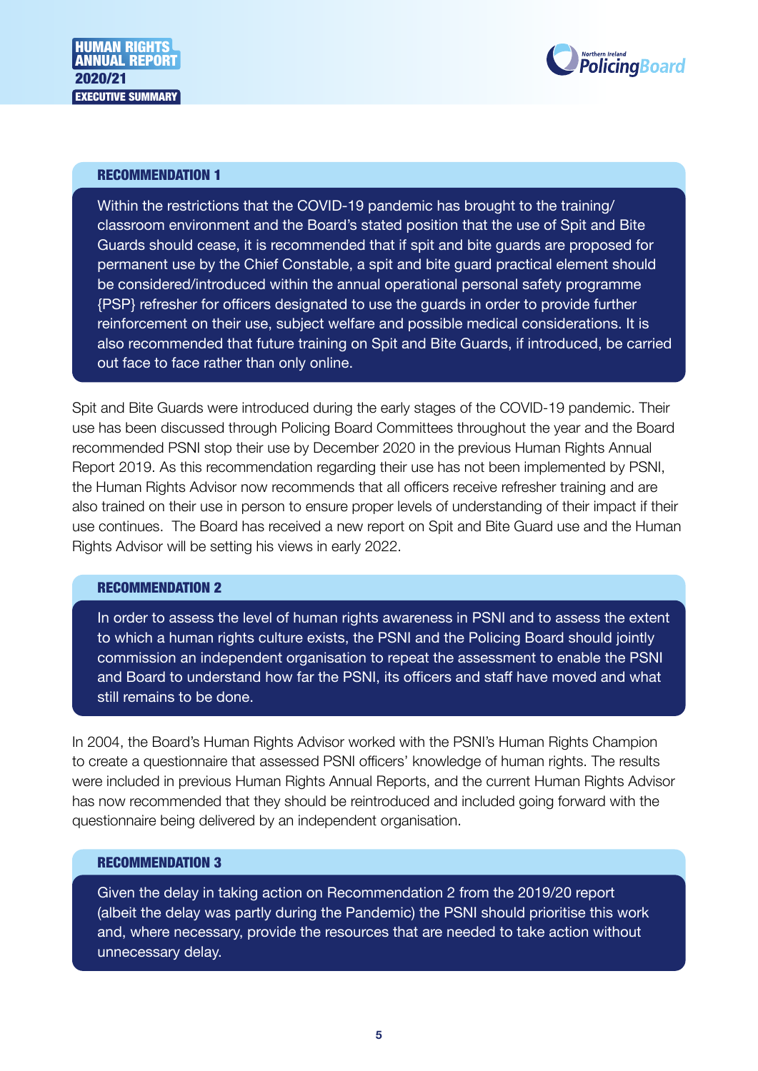### RECOMMENDATION 1

Within the restrictions that the COVID-19 pandemic has brought to the training/classroom environment and the Board's stated position that the use of Spit and Bite Guards should cease, it is recommended that if spit and bite guards are proposed for permanent use by the Chief Constable, a spit and bite guard practical element should be considered/introduced within the annual operational personal safety programme {PSP} refresher for officers designated to use the guards in order to provide further reinforcement on their use, subject welfare and possible medical considerations. It is also recommended that future training on Spit and Bite Guards, if introduced, be carried out face to face rather than only online.

Spit and Bite Guards were introduced during the early stages of the COVID-19 pandemic. Their use has been discussed through Policing Board Committees throughout the year and the Board recommended PSNI stop their use by December 2020 in the previous Human Rights Annual Report 2019. As this recommendation regarding their use has not been implemented by PSNI, the Human Rights Advisor now recommends that all officers receive refresher training and are also trained on their use in person to ensure proper levels of understanding of their impact if their use continues. The Board has received a new report on Spit and Bite Guard use and the Human Rights Advisor will be setting his views in early 2022.

### RECOMMENDATION 2

In order to assess the level of human rights awareness in PSNI and to assess the extent to which a human rights culture exists, the PSNI and the Policing Board should jointly commission an independent organisation to repeat the assessment to enable the PSNI and Board to understand how far the PSNI, its officers and staff have moved and what still remains to be done.

In 2004, the Board's Human Rights Advisor worked with the PSNI's Human Rights Champion to create a questionnaire that assessed PSNI officers' knowledge of human rights. The results were included in previous Human Rights Annual Reports, and the current Human Rights Advisor has now recommended that they should be reintroduced and included going forward with the questionnaire being delivered by an independent organisation.

### RECOMMENDATION 3

Given the delay in taking action on Recommendation 2 from the 2019/20 report (albeit the delay was partly during the Pandemic) the PSNI should prioritise this work and, where necessary, provide the resources that are needed to take action without unnecessary delay.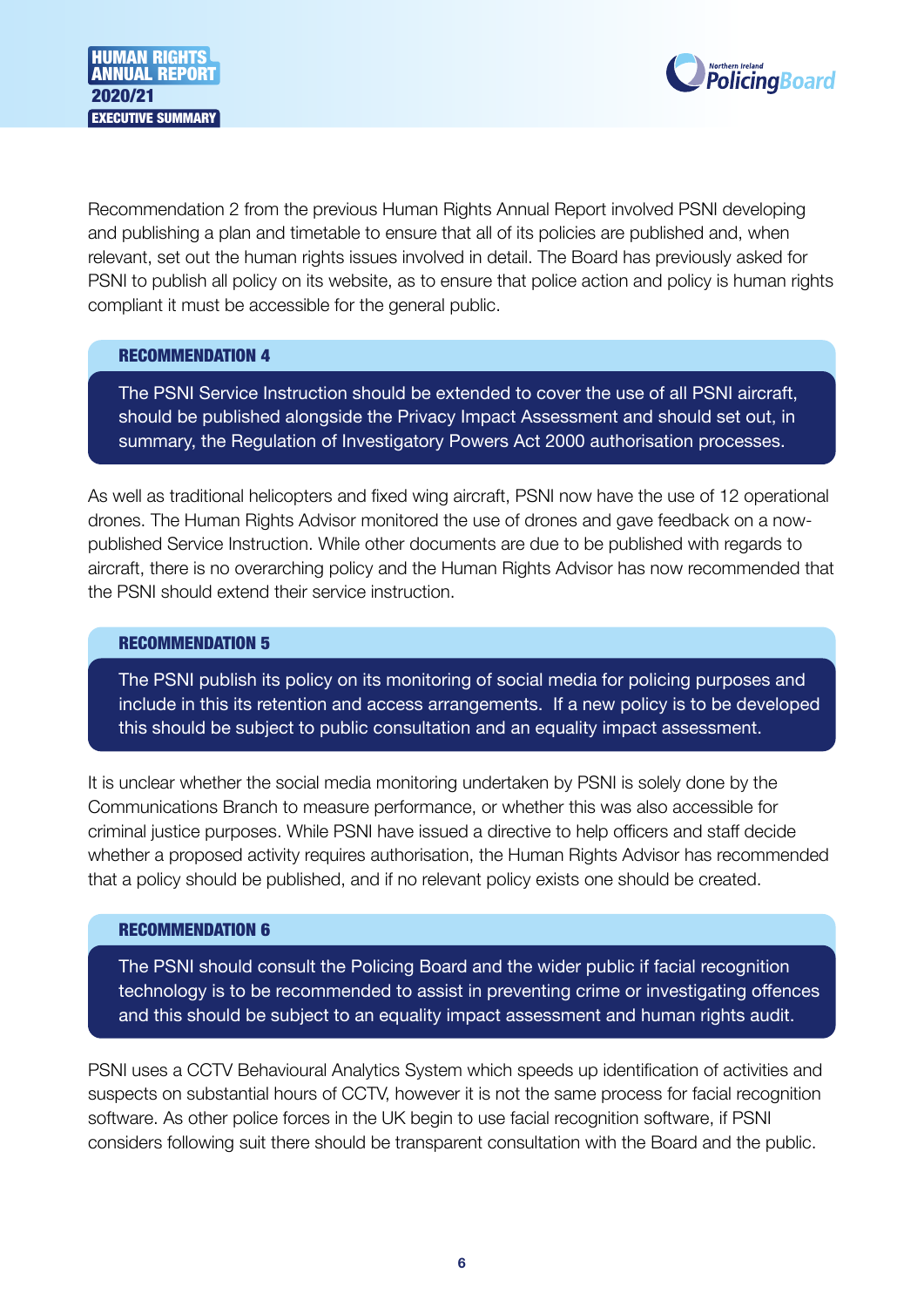Recommendation 2 from the previous Human Rights Annual Report involved PSNI developing and publishing a plan and timetable to ensure that all of its policies are published and, when relevant, set out the human rights issues involved in detail. The Board has previously asked for PSNI to publish all policy on its website, as to ensure that police action and policy is human rights compliant it must be accessible for the general public.

**RECOMMENDATION 4**

The PSNI Service Instruction should be extended to cover the use of all PSNI aircraft, should be published alongside the Privacy Impact Assessment and should set out, in summary, the Regulation of Investigatory Powers Act 2000 authorisation processes.

As well as traditional helicopters and fixed wing aircraft, PSNI now have the use of 12 operational drones. The Human Rights Advisor monitored the use of drones and gave feedback on a now-published Service Instruction. While other documents are due to be published with regards to aircraft, there is no overarching policy and the Human Rights Advisor has now recommended that the PSNI should extend their service instruction.

**RECOMMENDATION 5**

The PSNI publish its policy on its monitoring of social media for policing purposes and include in this its retention and access arrangements. If a new policy is to be developed this should be subject to public consultation and an equality impact assessment.

It is unclear whether the social media monitoring undertaken by PSNI is solely done by the Communications Branch to measure performance, or whether this was also accessible for criminal justice purposes. While PSNI have issued a directive to help officers and staff decide whether a proposed activity requires authorisation, the Human Rights Advisor has recommended that a policy should be published, and if no relevant policy exists one should be created.

**RECOMMENDATION 6**

The PSNI should consult the Policing Board and the wider public if facial recognition technology is to be recommended to assist in preventing crime or investigating offences and this should be subject to an equality impact assessment and human rights audit.

PSNI uses a CCTV Behavioural Analytics System which speeds up identification of activities and suspects on substantial hours of CCTV, however it is not the same process for facial recognition software. As other police forces in the UK begin to use facial recognition software, if PSNI considers following suit there should be transparent consultation with the Board and the public.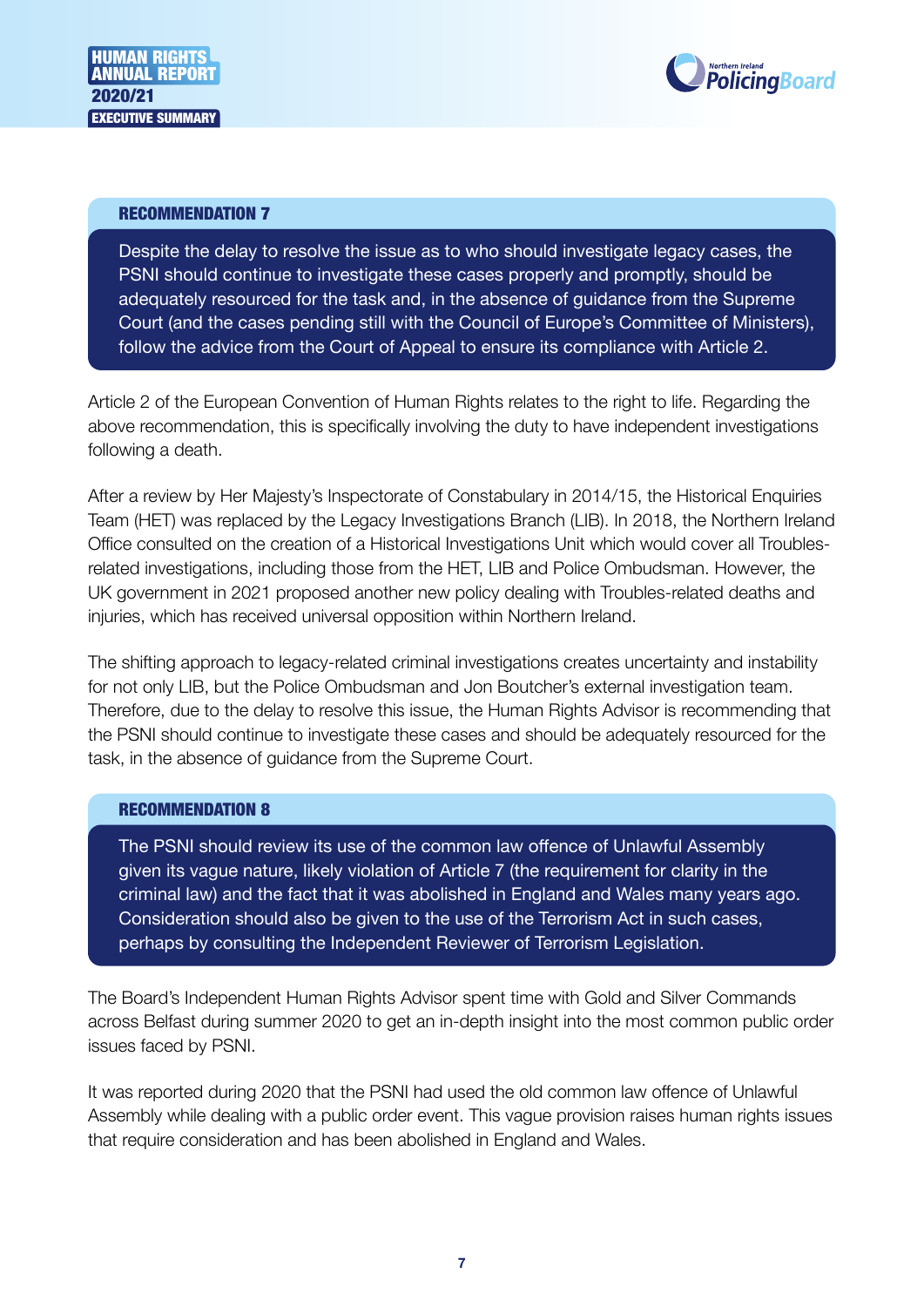### RECOMMENDATION 7

Despite the delay to resolve the issue as to who should investigate legacy cases, the PSNI should continue to investigate these cases properly and promptly, should be adequately resourced for the task and, in the absence of guidance from the Supreme Court (and the cases pending still with the Council of Europe's Committee of Ministers), follow the advice from the Court of Appeal to ensure its compliance with Article 2.

Article 2 of the European Convention of Human Rights relates to the right to life. Regarding the above recommendation, this is specifically involving the duty to have independent investigations following a death.

After a review by Her Majesty's Inspectorate of Constabulary in 2014/15, the Historical Enquiries Team (HET) was replaced by the Legacy Investigations Branch (LIB). In 2018, the Northern Ireland Office consulted on the creation of a Historical Investigations Unit which would cover all Troubles-related investigations, including those from the HET, LIB and Police Ombudsman. However, the UK government in 2021 proposed another new policy dealing with Troubles-related deaths and injuries, which has received universal opposition within Northern Ireland.

The shifting approach to legacy-related criminal investigations creates uncertainty and instability for not only LIB, but the Police Ombudsman and Jon Boutcher's external investigation team. Therefore, due to the delay to resolve this issue, the Human Rights Advisor is recommending that the PSNI should continue to investigate these cases and should be adequately resourced for the task, in the absence of guidance from the Supreme Court.

### RECOMMENDATION 8

The PSNI should review its use of the common law offence of Unlawful Assembly given its vague nature, likely violation of Article 7 (the requirement for clarity in the criminal law) and the fact that it was abolished in England and Wales many years ago. Consideration should also be given to the use of the Terrorism Act in such cases, perhaps by consulting the Independent Reviewer of Terrorism Legislation.

The Board's Independent Human Rights Advisor spent time with Gold and Silver Commands across Belfast during summer 2020 to get an in-depth insight into the most common public order issues faced by PSNI.

It was reported during 2020 that the PSNI had used the old common law offence of Unlawful Assembly while dealing with a public order event. This vague provision raises human rights issues that require consideration and has been abolished in England and Wales.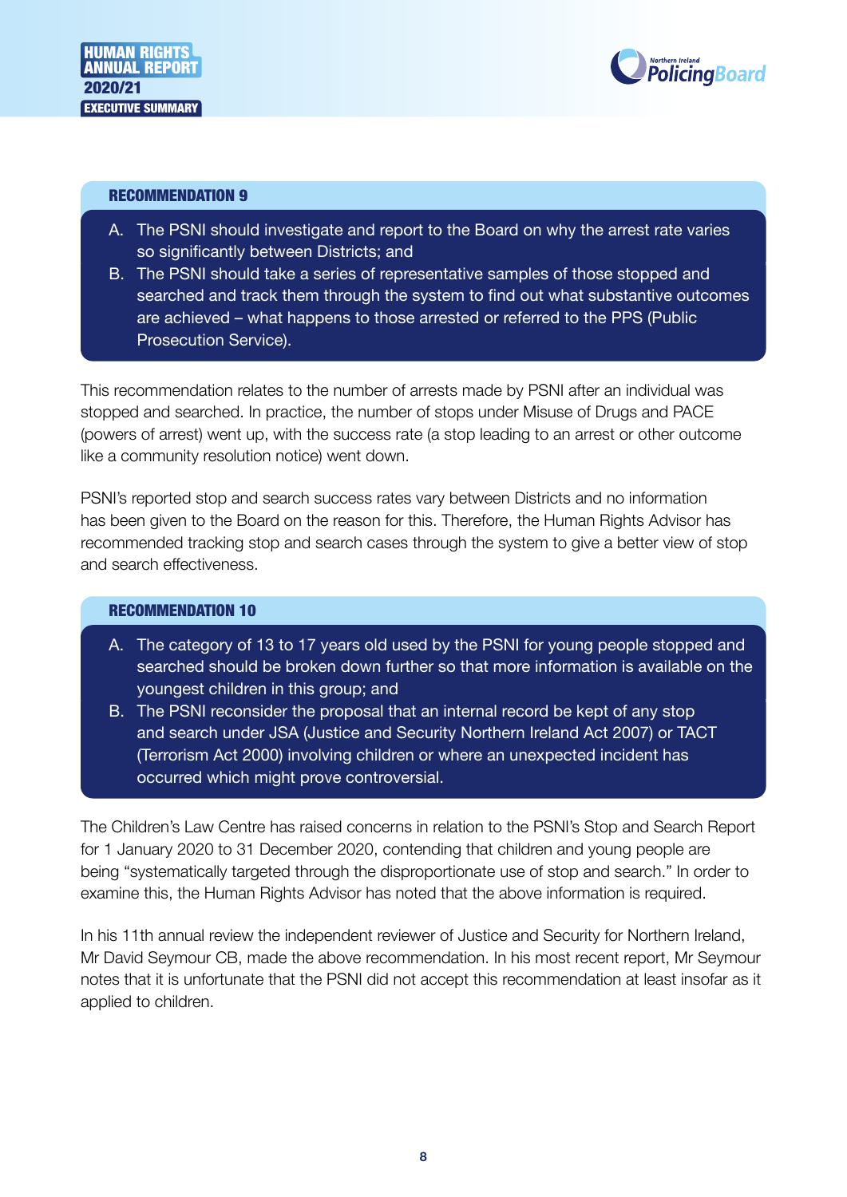### RECOMMENDATION 9

A. The PSNI should investigate and report to the Board on why the arrest rate varies so significantly between Districts; and
B. The PSNI should take a series of representative samples of those stopped and searched and track them through the system to find out what substantive outcomes are achieved – what happens to those arrested or referred to the PPS (Public Prosecution Service).

This recommendation relates to the number of arrests made by PSNI after an individual was stopped and searched. In practice, the number of stops under Misuse of Drugs and PACE (powers of arrest) went up, with the success rate (a stop leading to an arrest or other outcome like a community resolution notice) went down.

PSNI's reported stop and search success rates vary between Districts and no information has been given to the Board on the reason for this. Therefore, the Human Rights Advisor has recommended tracking stop and search cases through the system to give a better view of stop and search effectiveness.

### RECOMMENDATION 10

A. The category of 13 to 17 years old used by the PSNI for young people stopped and searched should be broken down further so that more information is available on the youngest children in this group; and
B. The PSNI reconsider the proposal that an internal record be kept of any stop and search under JSA (Justice and Security Northern Ireland Act 2007) or TACT (Terrorism Act 2000) involving children or where an unexpected incident has occurred which might prove controversial.

The Children's Law Centre has raised concerns in relation to the PSNI's Stop and Search Report for 1 January 2020 to 31 December 2020, contending that children and young people are being "systematically targeted through the disproportionate use of stop and search." In order to examine this, the Human Rights Advisor has noted that the above information is required.

In his 11th annual review the independent reviewer of Justice and Security for Northern Ireland, Mr David Seymour CB, made the above recommendation. In his most recent report, Mr Seymour notes that it is unfortunate that the PSNI did not accept this recommendation at least insofar as it applied to children.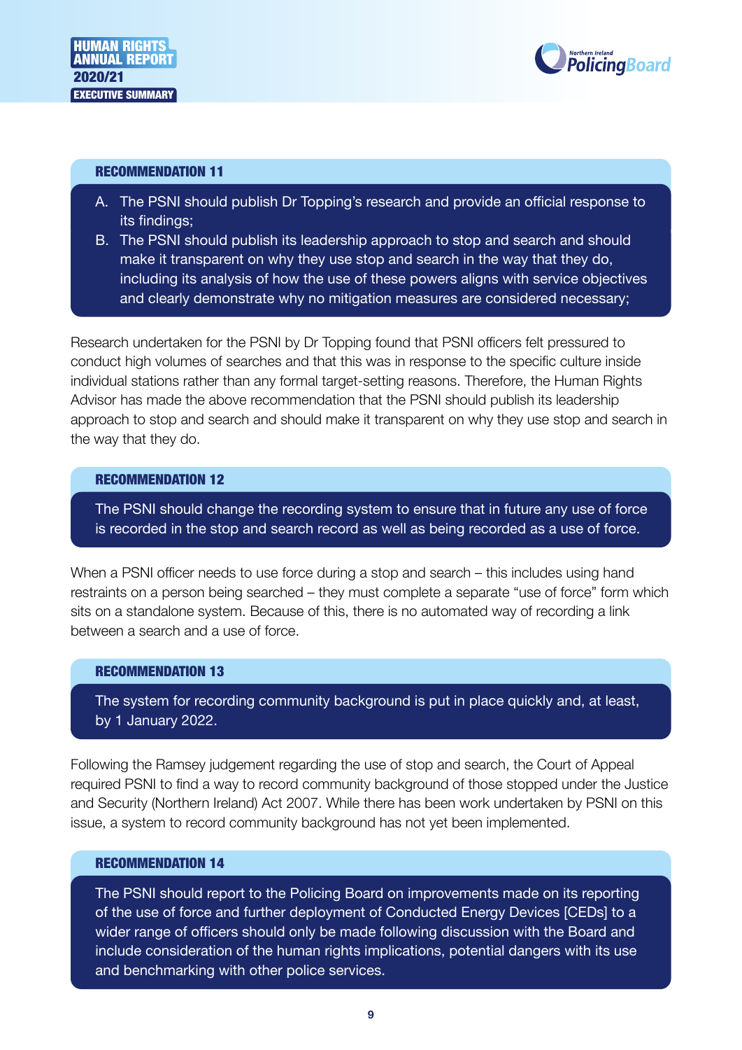### RECOMMENDATION 11

A. The PSNI should publish Dr Topping's research and provide an official response to its findings;

B. The PSNI should publish its leadership approach to stop and search and should make it transparent on why they use stop and search in the way that they do, including its analysis of how the use of these powers aligns with service objectives and clearly demonstrate why no mitigation measures are considered necessary;

Research undertaken for the PSNI by Dr Topping found that PSNI officers felt pressured to conduct high volumes of searches and that this was in response to the specific culture inside individual stations rather than any formal target-setting reasons. Therefore, the Human Rights Advisor has made the above recommendation that the PSNI should publish its leadership approach to stop and search and should make it transparent on why they use stop and search in the way that they do.

### RECOMMENDATION 12

The PSNI should change the recording system to ensure that in future any use of force is recorded in the stop and search record as well as being recorded as a use of force.

When a PSNI officer needs to use force during a stop and search – this includes using hand restraints on a person being searched – they must complete a separate "use of force" form which sits on a standalone system. Because of this, there is no automated way of recording a link between a search and a use of force.

### RECOMMENDATION 13

The system for recording community background is put in place quickly and, at least, by 1 January 2022.

Following the Ramsey judgement regarding the use of stop and search, the Court of Appeal required PSNI to find a way to record community background of those stopped under the Justice and Security (Northern Ireland) Act 2007. While there has been work undertaken by PSNI on this issue, a system to record community background has not yet been implemented.

### RECOMMENDATION 14

The PSNI should report to the Policing Board on improvements made on its reporting of the use of force and further deployment of Conducted Energy Devices [CEDs] to a wider range of officers should only be made following discussion with the Board and include consideration of the human rights implications, potential dangers with its use and benchmarking with other police services.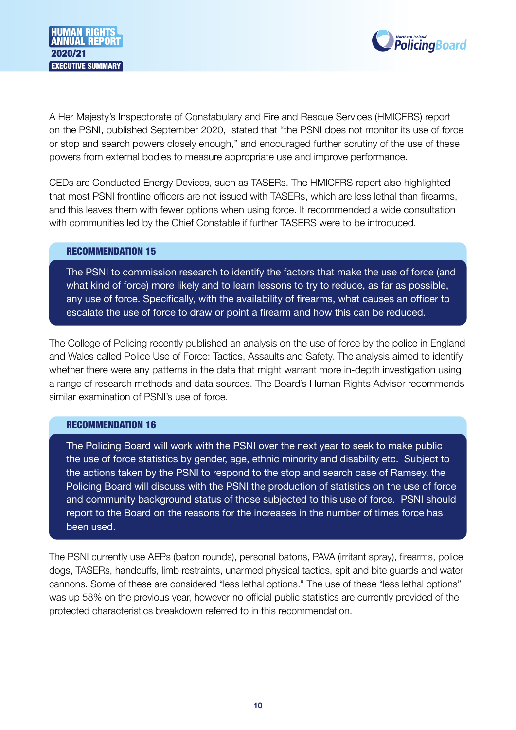A Her Majesty's Inspectorate of Constabulary and Fire and Rescue Services (HMICFRS) report on the PSNI, published September 2020, stated that "the PSNI does not monitor its use of force or stop and search powers closely enough," and encouraged further scrutiny of the use of these powers from external bodies to measure appropriate use and improve performance.

CEDs are Conducted Energy Devices, such as TASERs. The HMICFRS report also highlighted that most PSNI frontline officers are not issued with TASERs, which are less lethal than firearms, and this leaves them with fewer options when using force. It recommended a wide consultation with communities led by the Chief Constable if further TASERS were to be introduced.

### RECOMMENDATION 15

The PSNI to commission research to identify the factors that make the use of force (and what kind of force) more likely and to learn lessons to try to reduce, as far as possible, any use of force. Specifically, with the availability of firearms, what causes an officer to escalate the use of force to draw or point a firearm and how this can be reduced.

The College of Policing recently published an analysis on the use of force by the police in England and Wales called Police Use of Force: Tactics, Assaults and Safety. The analysis aimed to identify whether there were any patterns in the data that might warrant more in-depth investigation using a range of research methods and data sources. The Board's Human Rights Advisor recommends similar examination of PSNI's use of force.

### RECOMMENDATION 16

The Policing Board will work with the PSNI over the next year to seek to make public the use of force statistics by gender, age, ethnic minority and disability etc. Subject to the actions taken by the PSNI to respond to the stop and search case of Ramsey, the Policing Board will discuss with the PSNI the production of statistics on the use of force and community background status of those subjected to this use of force. PSNI should report to the Board on the reasons for the increases in the number of times force has been used.

The PSNI currently use AEPs (baton rounds), personal batons, PAVA (irritant spray), firearms, police dogs, TASERs, handcuffs, limb restraints, unarmed physical tactics, spit and bite guards and water cannons. Some of these are considered "less lethal options." The use of these "less lethal options" was up 58% on the previous year, however no official public statistics are currently provided of the protected characteristics breakdown referred to in this recommendation.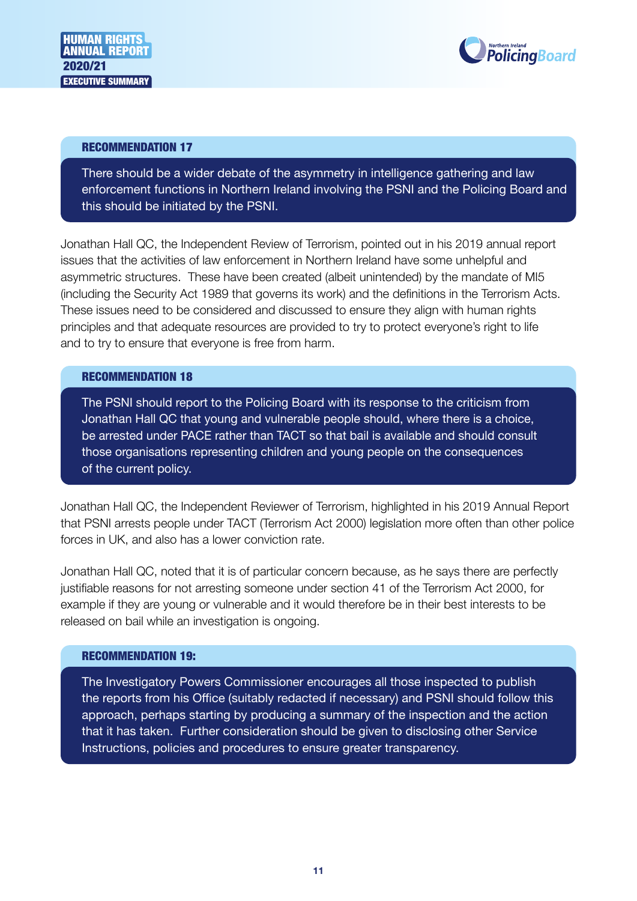### RECOMMENDATION 17

There should be a wider debate of the asymmetry in intelligence gathering and law enforcement functions in Northern Ireland involving the PSNI and the Policing Board and this should be initiated by the PSNI.

Jonathan Hall QC, the Independent Review of Terrorism, pointed out in his 2019 annual report issues that the activities of law enforcement in Northern Ireland have some unhelpful and asymmetric structures. These have been created (albeit unintended) by the mandate of MI5 (including the Security Act 1989 that governs its work) and the definitions in the Terrorism Acts. These issues need to be considered and discussed to ensure they align with human rights principles and that adequate resources are provided to try to protect everyone's right to life and to try to ensure that everyone is free from harm.

### RECOMMENDATION 18

The PSNI should report to the Policing Board with its response to the criticism from Jonathan Hall QC that young and vulnerable people should, where there is a choice, be arrested under PACE rather than TACT so that bail is available and should consult those organisations representing children and young people on the consequences of the current policy.

Jonathan Hall QC, the Independent Reviewer of Terrorism, highlighted in his 2019 Annual Report that PSNI arrests people under TACT (Terrorism Act 2000) legislation more often than other police forces in UK, and also has a lower conviction rate.

Jonathan Hall QC, noted that it is of particular concern because, as he says there are perfectly justifiable reasons for not arresting someone under section 41 of the Terrorism Act 2000, for example if they are young or vulnerable and it would therefore be in their best interests to be released on bail while an investigation is ongoing.

### RECOMMENDATION 19:

The Investigatory Powers Commissioner encourages all those inspected to publish the reports from his Office (suitably redacted if necessary) and PSNI should follow this approach, perhaps starting by producing a summary of the inspection and the action that it has taken. Further consideration should be given to disclosing other Service Instructions, policies and procedures to ensure greater transparency.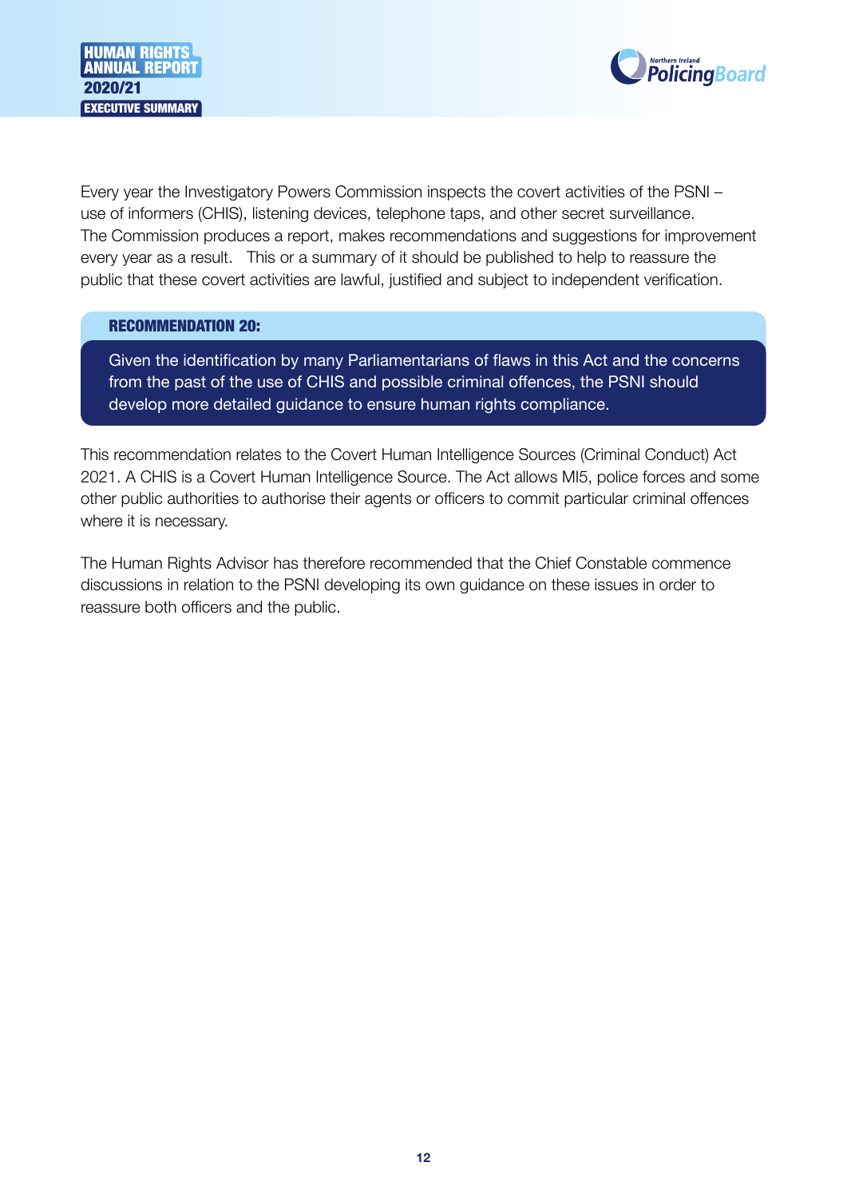Every year the Investigatory Powers Commission inspects the covert activities of the PSNI – use of informers (CHIS), listening devices, telephone taps, and other secret surveillance. The Commission produces a report, makes recommendations and suggestions for improvement every year as a result. This or a summary of it should be published to help to reassure the public that these covert activities are lawful, justified and subject to independent verification.

**RECOMMENDATION 20:**

Given the identification by many Parliamentarians of flaws in this Act and the concerns from the past of the use of CHIS and possible criminal offences, the PSNI should develop more detailed guidance to ensure human rights compliance.

This recommendation relates to the Covert Human Intelligence Sources (Criminal Conduct) Act 2021. A CHIS is a Covert Human Intelligence Source. The Act allows MI5, police forces and some other public authorities to authorise their agents or officers to commit particular criminal offences where it is necessary.

The Human Rights Advisor has therefore recommended that the Chief Constable commence discussions in relation to the PSNI developing its own guidance on these issues in order to reassure both officers and the public.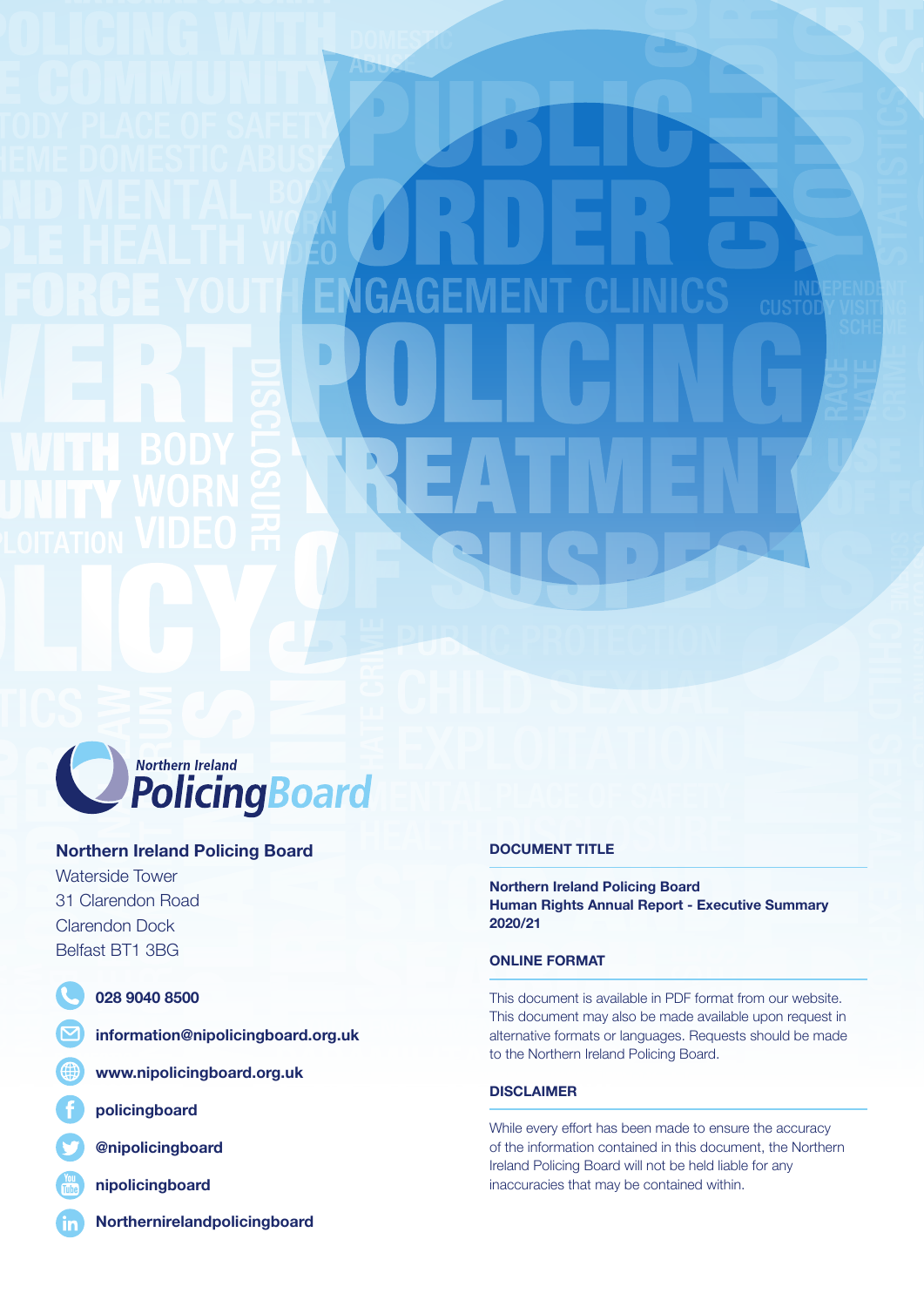**Northern Ireland Policing Board**

Waterside Tower
31 Clarendon Road
Clarendon Dock
Belfast BT1 3BG

**028 9040 8500**

**information@nipolicingboard.org.uk**

**www.nipolicingboard.org.uk**

**policingboard**

**@nipolicingboard**

**nipolicingboard**

**Northernirelandpolicingboard**

### DOCUMENT TITLE

**Northern Ireland Policing Board**
**Human Rights Annual Report - Executive Summary**
**2020/21**

### ONLINE FORMAT

This document is available in PDF format from our website. This document may also be made available upon request in alternative formats or languages. Requests should be made to the Northern Ireland Policing Board.

### DISCLAIMER

While every effort has been made to ensure the accuracy of the information contained in this document, the Northern Ireland Policing Board will not be held liable for any inaccuracies that may be contained within.